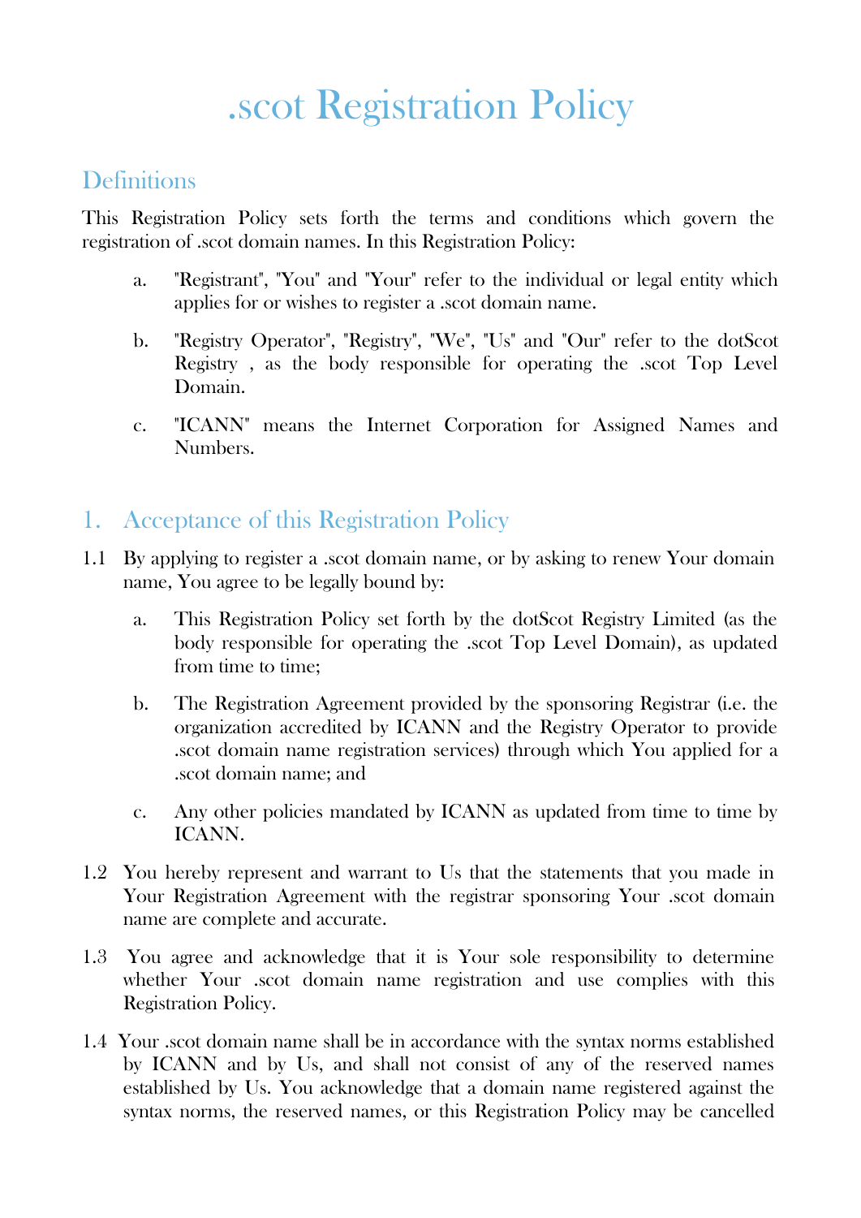# .scot Registration Policy

## Definitions

This Registration Policy sets forth the terms and conditions which govern the registration of .scot domain names. In this Registration Policy:

a. "Registrant", "You" and "Your" refer to the individual or legal entity which applies for or wishes to register a .scot domain name.

b. "Registry Operator", "Registry", "We", "Us" and "Our" refer to the dotScot Registry , as the body responsible for operating the .scot Top Level Domain.

c. "ICANN" means the Internet Corporation for Assigned Names and Numbers.

## 1. Acceptance of this Registration Policy

1.1 By applying to register a .scot domain name, or by asking to renew Your domain name, You agree to be legally bound by:

a. This Registration Policy set forth by the dotScot Registry Limited (as the body responsible for operating the .scot Top Level Domain), as updated from time to time;

b. The Registration Agreement provided by the sponsoring Registrar (i.e. the organization accredited by ICANN and the Registry Operator to provide .scot domain name registration services) through which You applied for a .scot domain name; and

c. Any other policies mandated by ICANN as updated from time to time by ICANN.

1.2 You hereby represent and warrant to Us that the statements that you made in Your Registration Agreement with the registrar sponsoring Your .scot domain name are complete and accurate.

1.3 You agree and acknowledge that it is Your sole responsibility to determine whether Your .scot domain name registration and use complies with this Registration Policy.

1.4 Your .scot domain name shall be in accordance with the syntax norms established by ICANN and by Us, and shall not consist of any of the reserved names established by Us. You acknowledge that a domain name registered against the syntax norms, the reserved names, or this Registration Policy may be cancelled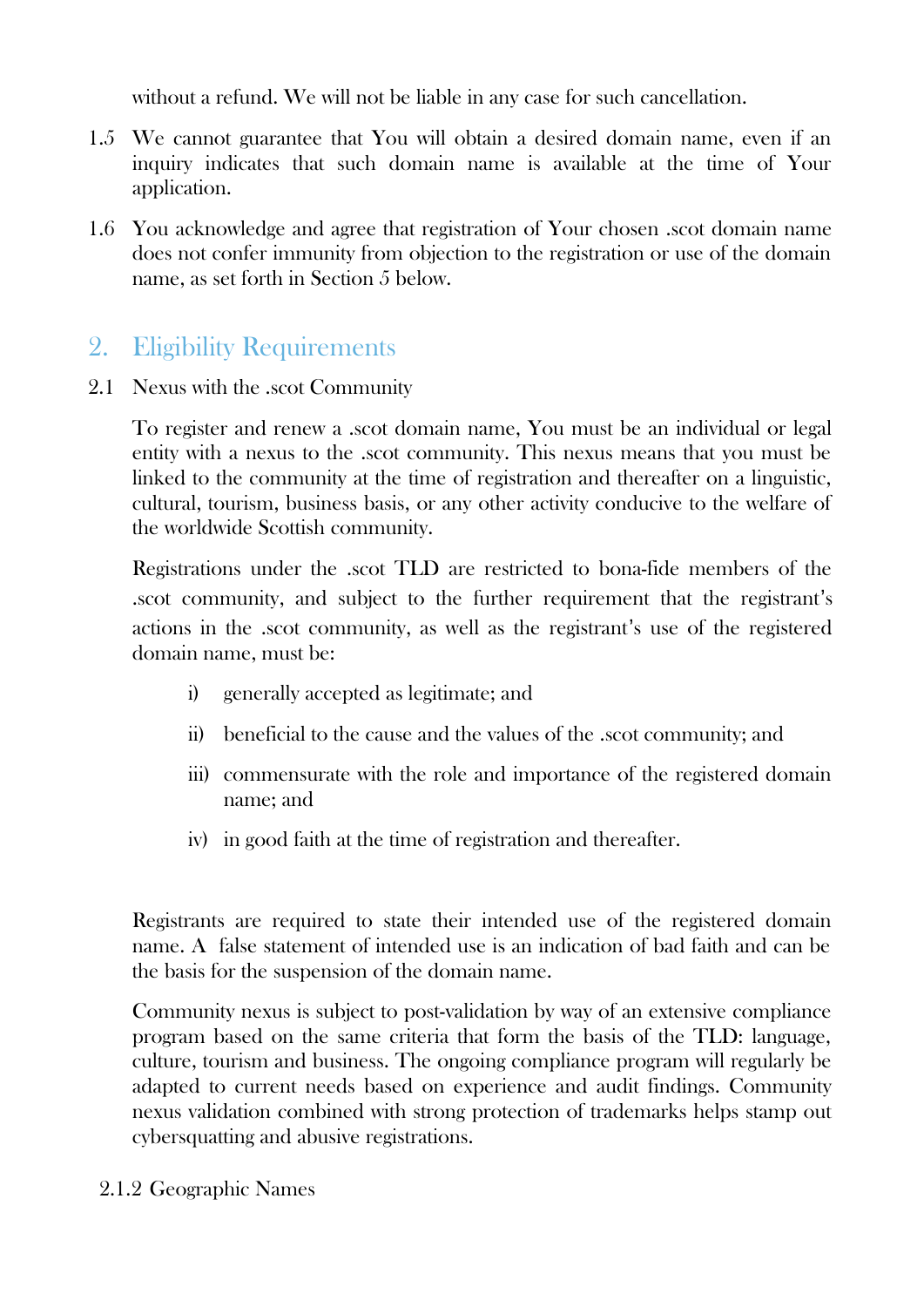without a refund. We will not be liable in any case for such cancellation.

1.5 We cannot guarantee that You will obtain a desired domain name, even if an inquiry indicates that such domain name is available at the time of Your application.

1.6 You acknowledge and agree that registration of Your chosen .scot domain name does not confer immunity from objection to the registration or use of the domain name, as set forth in Section 5 below.

## 2. Eligibility Requirements

2.1 Nexus with the .scot Community

To register and renew a .scot domain name, You must be an individual or legal entity with a nexus to the .scot community. This nexus means that you must be linked to the community at the time of registration and thereafter on a linguistic, cultural, tourism, business basis, or any other activity conducive to the welfare of the worldwide Scottish community.

Registrations under the .scot TLD are restricted to bona-fide members of the .scot community, and subject to the further requirement that the registrant's actions in the .scot community, as well as the registrant's use of the registered domain name, must be:

i) generally accepted as legitimate; and

ii) beneficial to the cause and the values of the .scot community; and

iii) commensurate with the role and importance of the registered domain name; and

iv) in good faith at the time of registration and thereafter.

Registrants are required to state their intended use of the registered domain name. A false statement of intended use is an indication of bad faith and can be the basis for the suspension of the domain name.

Community nexus is subject to post-validation by way of an extensive compliance program based on the same criteria that form the basis of the TLD: language, culture, tourism and business. The ongoing compliance program will regularly be adapted to current needs based on experience and audit findings. Community nexus validation combined with strong protection of trademarks helps stamp out cybersquatting and abusive registrations.

2.1.2 Geographic Names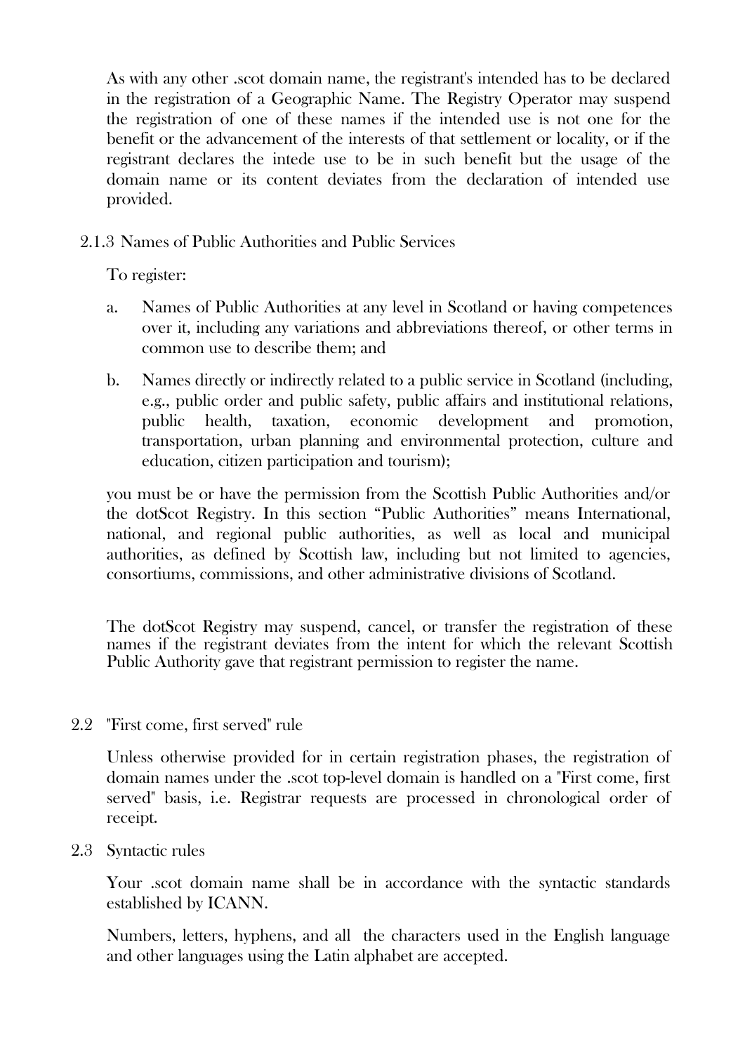As with any other .scot domain name, the registrant's intended has to be declared in the registration of a Geographic Name. The Registry Operator may suspend the registration of one of these names if the intended use is not one for the benefit or the advancement of the interests of that settlement or locality, or if the registrant declares the intede use to be in such benefit but the usage of the domain name or its content deviates from the declaration of intended use provided.

### 2.1.3 Names of Public Authorities and Public Services

To register:

a. Names of Public Authorities at any level in Scotland or having competences over it, including any variations and abbreviations thereof, or other terms in common use to describe them; and

b. Names directly or indirectly related to a public service in Scotland (including, e.g., public order and public safety, public affairs and institutional relations, public health, taxation, economic development and promotion, transportation, urban planning and environmental protection, culture and education, citizen participation and tourism);

you must be or have the permission from the Scottish Public Authorities and/or the dotScot Registry. In this section "Public Authorities" means International, national, and regional public authorities, as well as local and municipal authorities, as defined by Scottish law, including but not limited to agencies, consortiums, commissions, and other administrative divisions of Scotland.

The dotScot Registry may suspend, cancel, or transfer the registration of these names if the registrant deviates from the intent for which the relevant Scottish Public Authority gave that registrant permission to register the name.

## 2.2 "First come, first served" rule

Unless otherwise provided for in certain registration phases, the registration of domain names under the .scot top-level domain is handled on a "First come, first served" basis, i.e. Registrar requests are processed in chronological order of receipt.

## 2.3 Syntactic rules

Your .scot domain name shall be in accordance with the syntactic standards established by ICANN.

Numbers, letters, hyphens, and all the characters used in the English language and other languages using the Latin alphabet are accepted.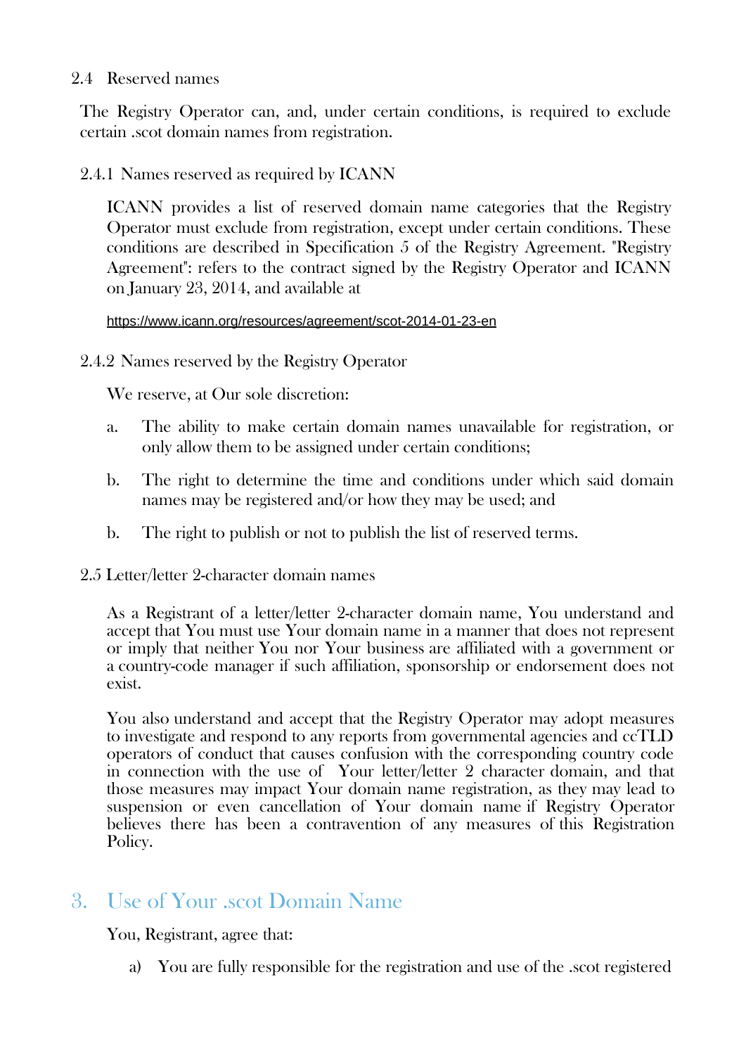### 2.4 Reserved names

The Registry Operator can, and, under certain conditions, is required to exclude certain .scot domain names from registration.

#### 2.4.1 Names reserved as required by ICANN

ICANN provides a list of reserved domain name categories that the Registry Operator must exclude from registration, except under certain conditions. These conditions are described in Specification 5 of the Registry Agreement. "Registry Agreement": refers to the contract signed by the Registry Operator and ICANN on January 23, 2014, and available at

https://www.icann.org/resources/agreement/scot-2014-01-23-en

#### 2.4.2 Names reserved by the Registry Operator

We reserve, at Our sole discretion:

a. The ability to make certain domain names unavailable for registration, or only allow them to be assigned under certain conditions;

b. The right to determine the time and conditions under which said domain names may be registered and/or how they may be used; and

b. The right to publish or not to publish the list of reserved terms.

### 2.5 Letter/letter 2-character domain names

As a Registrant of a letter/letter 2-character domain name, You understand and accept that You must use Your domain name in a manner that does not represent or imply that neither You nor Your business are affiliated with a government or a country-code manager if such affiliation, sponsorship or endorsement does not exist.

You also understand and accept that the Registry Operator may adopt measures to investigate and respond to any reports from governmental agencies and ccTLD operators of conduct that causes confusion with the corresponding country code in connection with the use of Your letter/letter 2 character domain, and that those measures may impact Your domain name registration, as they may lead to suspension or even cancellation of Your domain name if Registry Operator believes there has been a contravention of any measures of this Registration Policy.

## 3. Use of Your .scot Domain Name

You, Registrant, agree that:

a) You are fully responsible for the registration and use of the .scot registered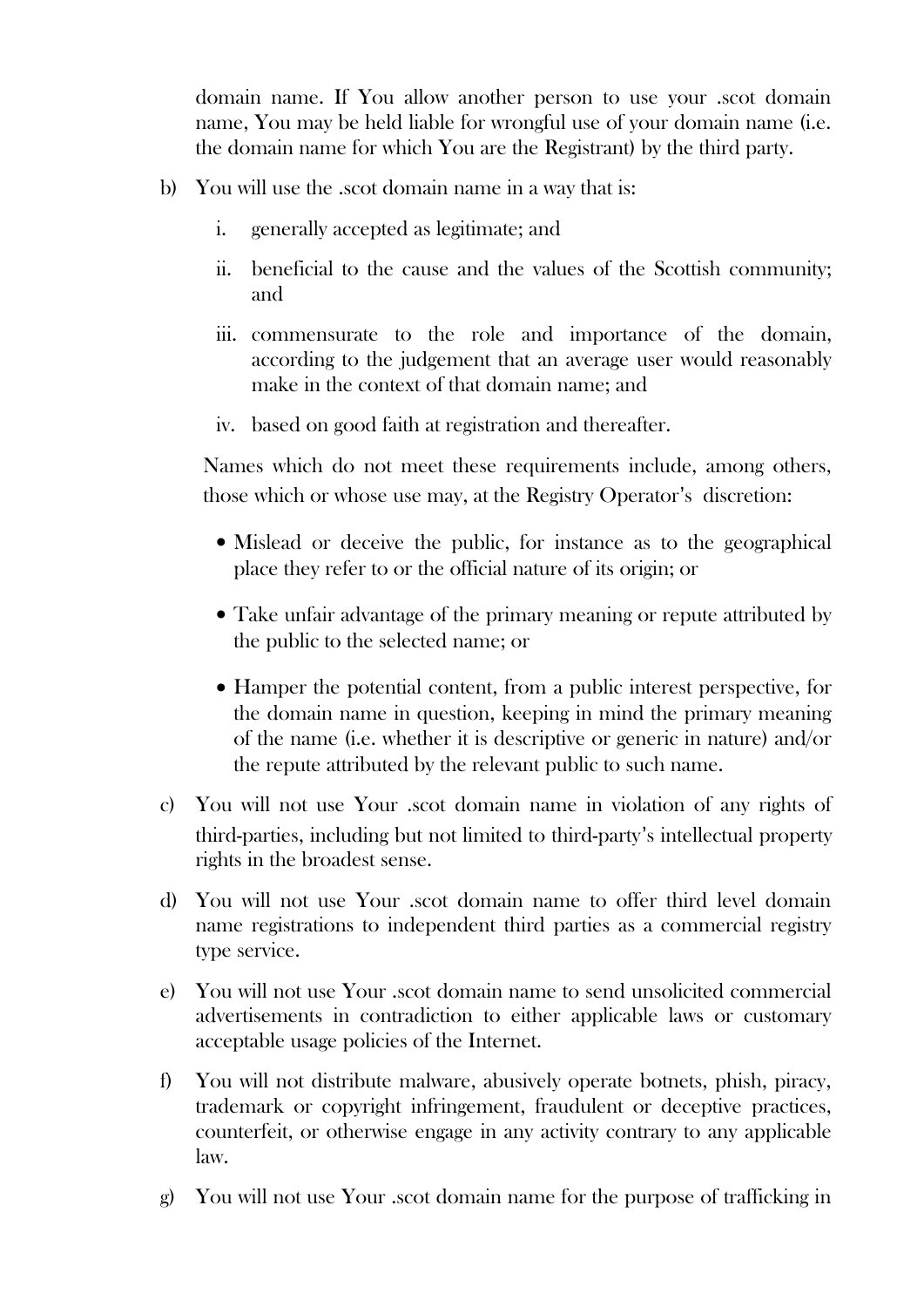domain name. If You allow another person to use your .scot domain name, You may be held liable for wrongful use of your domain name (i.e. the domain name for which You are the Registrant) by the third party.

b) You will use the .scot domain name in a way that is:

   i. generally accepted as legitimate; and

   ii. beneficial to the cause and the values of the Scottish community; and

   iii. commensurate to the role and importance of the domain, according to the judgement that an average user would reasonably make in the context of that domain name; and

   iv. based on good faith at registration and thereafter.

   Names which do not meet these requirements include, among others, those which or whose use may, at the Registry Operator's discretion:

   - Mislead or deceive the public, for instance as to the geographical place they refer to or the official nature of its origin; or
   - Take unfair advantage of the primary meaning or repute attributed by the public to the selected name; or
   - Hamper the potential content, from a public interest perspective, for the domain name in question, keeping in mind the primary meaning of the name (i.e. whether it is descriptive or generic in nature) and/or the repute attributed by the relevant public to such name.

c) You will not use Your .scot domain name in violation of any rights of third-parties, including but not limited to third-party's intellectual property rights in the broadest sense.

d) You will not use Your .scot domain name to offer third level domain name registrations to independent third parties as a commercial registry type service.

e) You will not use Your .scot domain name to send unsolicited commercial advertisements in contradiction to either applicable laws or customary acceptable usage policies of the Internet.

f) You will not distribute malware, abusively operate botnets, phish, piracy, trademark or copyright infringement, fraudulent or deceptive practices, counterfeit, or otherwise engage in any activity contrary to any applicable law.

g) You will not use Your .scot domain name for the purpose of trafficking in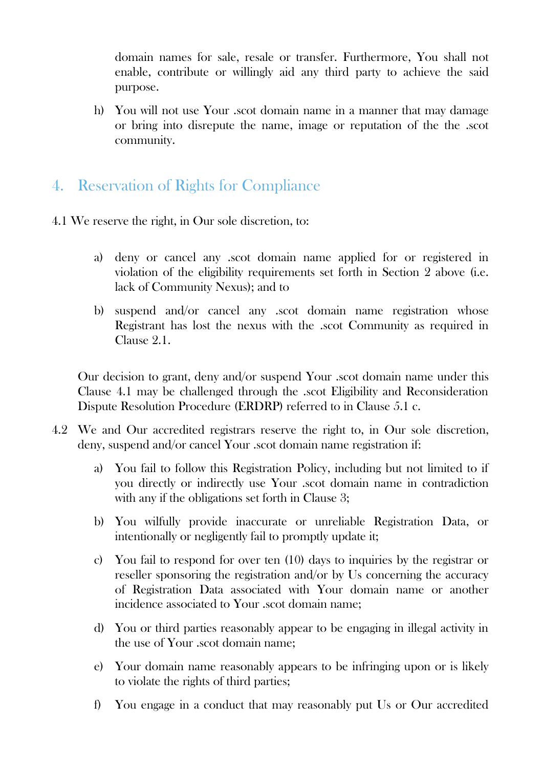domain names for sale, resale or transfer. Furthermore, You shall not enable, contribute or willingly aid any third party to achieve the said purpose.

h) You will not use Your .scot domain name in a manner that may damage or bring into disrepute the name, image or reputation of the the .scot community.

## 4. Reservation of Rights for Compliance

4.1 We reserve the right, in Our sole discretion, to:

a) deny or cancel any .scot domain name applied for or registered in violation of the eligibility requirements set forth in Section 2 above (i.e. lack of Community Nexus); and to

b) suspend and/or cancel any .scot domain name registration whose Registrant has lost the nexus with the .scot Community as required in Clause 2.1.

Our decision to grant, deny and/or suspend Your .scot domain name under this Clause 4.1 may be challenged through the .scot Eligibility and Reconsideration Dispute Resolution Procedure (ERDRP) referred to in Clause 5.1 c.

4.2 We and Our accredited registrars reserve the right to, in Our sole discretion, deny, suspend and/or cancel Your .scot domain name registration if:

a) You fail to follow this Registration Policy, including but not limited to if you directly or indirectly use Your .scot domain name in contradiction with any if the obligations set forth in Clause 3;

b) You wilfully provide inaccurate or unreliable Registration Data, or intentionally or negligently fail to promptly update it;

c) You fail to respond for over ten (10) days to inquiries by the registrar or reseller sponsoring the registration and/or by Us concerning the accuracy of Registration Data associated with Your domain name or another incidence associated to Your .scot domain name;

d) You or third parties reasonably appear to be engaging in illegal activity in the use of Your .scot domain name;

e) Your domain name reasonably appears to be infringing upon or is likely to violate the rights of third parties;

f) You engage in a conduct that may reasonably put Us or Our accredited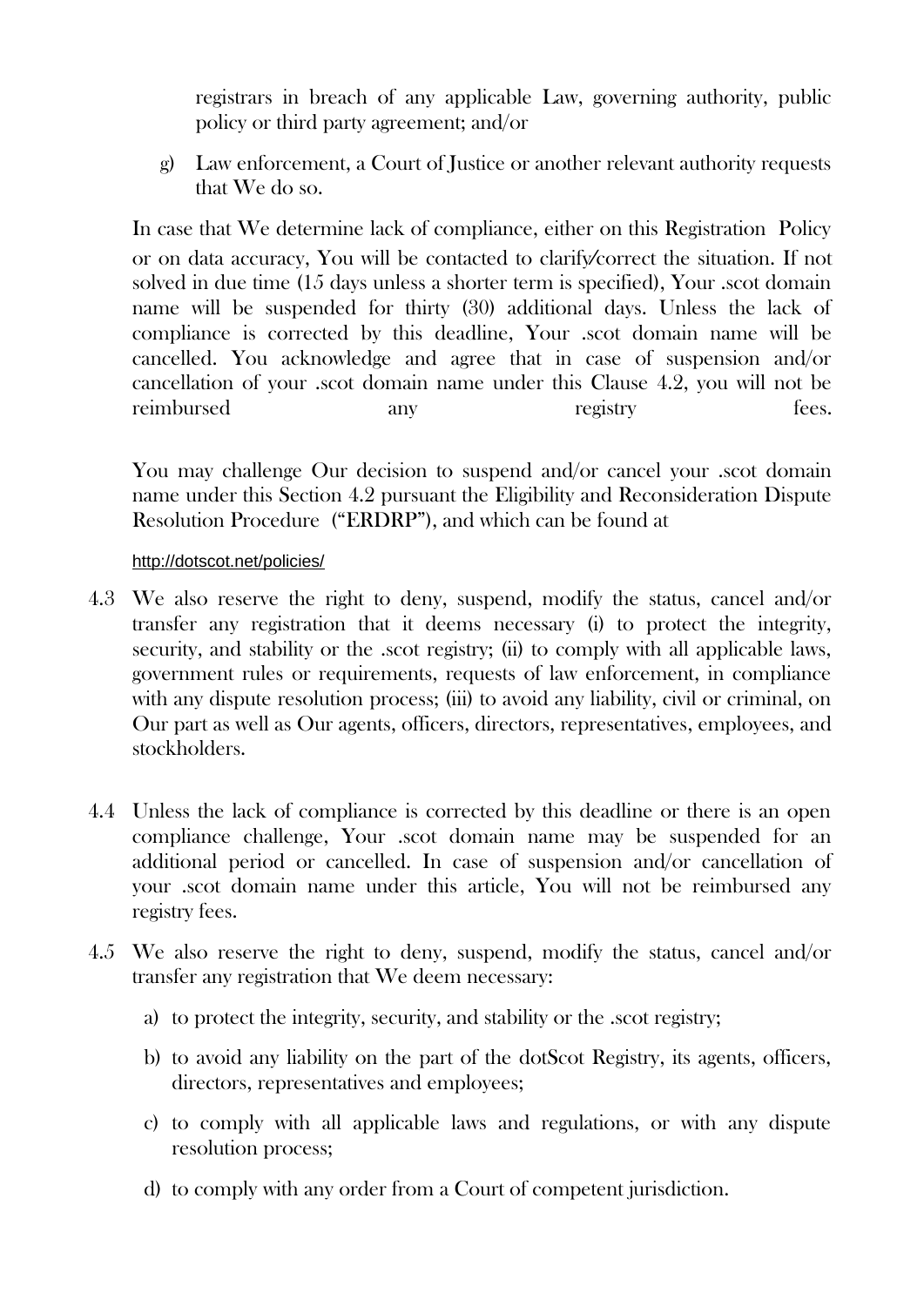registrars in breach of any applicable Law, governing authority, public policy or third party agreement; and/or

g) Law enforcement, a Court of Justice or another relevant authority requests that We do so.

In case that We determine lack of compliance, either on this Registration Policy or on data accuracy, You will be contacted to clarify/correct the situation. If not solved in due time (15 days unless a shorter term is specified), Your .scot domain name will be suspended for thirty (30) additional days. Unless the lack of compliance is corrected by this deadline, Your .scot domain name will be cancelled. You acknowledge and agree that in case of suspension and/or cancellation of your .scot domain name under this Clause 4.2, you will not be reimbursed any registry fees.

You may challenge Our decision to suspend and/or cancel your .scot domain name under this Section 4.2 pursuant the Eligibility and Reconsideration Dispute Resolution Procedure ("ERDRP"), and which can be found at

http://dotscot.net/policies/

4.3 We also reserve the right to deny, suspend, modify the status, cancel and/or transfer any registration that it deems necessary (i) to protect the integrity, security, and stability or the .scot registry; (ii) to comply with all applicable laws, government rules or requirements, requests of law enforcement, in compliance with any dispute resolution process; (iii) to avoid any liability, civil or criminal, on Our part as well as Our agents, officers, directors, representatives, employees, and stockholders.

4.4 Unless the lack of compliance is corrected by this deadline or there is an open compliance challenge, Your .scot domain name may be suspended for an additional period or cancelled. In case of suspension and/or cancellation of your .scot domain name under this article, You will not be reimbursed any registry fees.

4.5 We also reserve the right to deny, suspend, modify the status, cancel and/or transfer any registration that We deem necessary:

a) to protect the integrity, security, and stability or the .scot registry;

b) to avoid any liability on the part of the dotScot Registry, its agents, officers, directors, representatives and employees;

c) to comply with all applicable laws and regulations, or with any dispute resolution process;

d) to comply with any order from a Court of competent jurisdiction.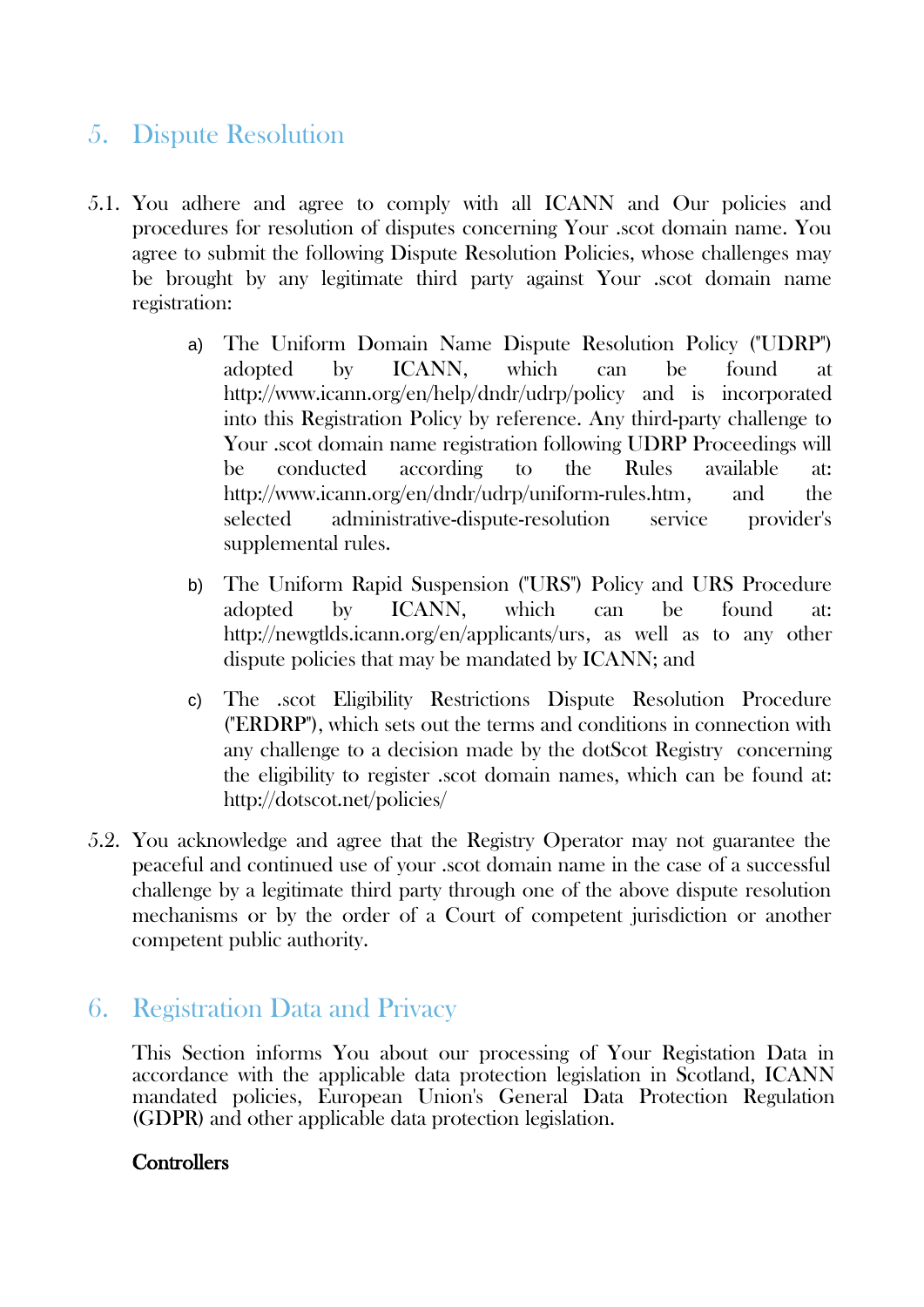## 5. Dispute Resolution

5.1. You adhere and agree to comply with all ICANN and Our policies and procedures for resolution of disputes concerning Your .scot domain name. You agree to submit the following Dispute Resolution Policies, whose challenges may be brought by any legitimate third party against Your .scot domain name registration:

a) The Uniform Domain Name Dispute Resolution Policy ("UDRP") adopted by ICANN, which can be found at http://www.icann.org/en/help/dndr/udrp/policy and is incorporated into this Registration Policy by reference. Any third-party challenge to Your .scot domain name registration following UDRP Proceedings will be conducted according to the Rules available at: http://www.icann.org/en/dndr/udrp/uniform-rules.htm, and the selected administrative-dispute-resolution service provider's supplemental rules.

b) The Uniform Rapid Suspension ("URS") Policy and URS Procedure adopted by ICANN, which can be found at: http://newgtlds.icann.org/en/applicants/urs, as well as to any other dispute policies that may be mandated by ICANN; and

c) The .scot Eligibility Restrictions Dispute Resolution Procedure ("ERDRP"), which sets out the terms and conditions in connection with any challenge to a decision made by the dotScot Registry concerning the eligibility to register .scot domain names, which can be found at: http://dotscot.net/policies/

5.2. You acknowledge and agree that the Registry Operator may not guarantee the peaceful and continued use of your .scot domain name in the case of a successful challenge by a legitimate third party through one of the above dispute resolution mechanisms or by the order of a Court of competent jurisdiction or another competent public authority.

## 6. Registration Data and Privacy

This Section informs You about our processing of Your Registation Data in accordance with the applicable data protection legislation in Scotland, ICANN mandated policies, European Union's General Data Protection Regulation (GDPR) and other applicable data protection legislation.

**Controllers**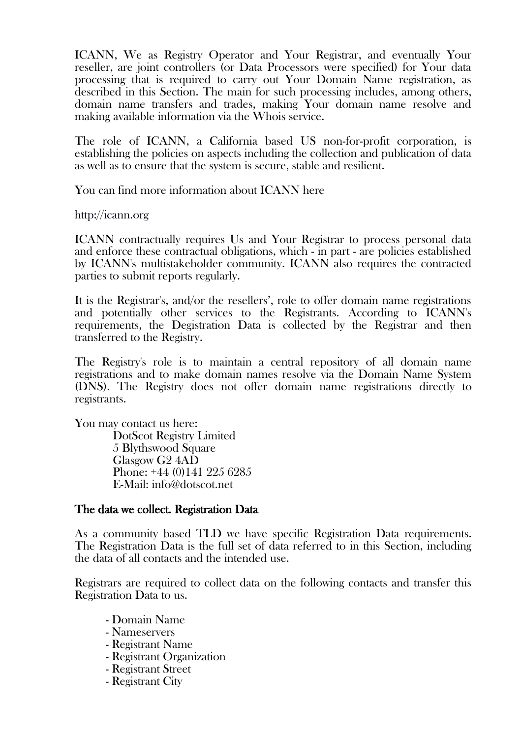ICANN, We as Registry Operator and Your Registrar, and eventually Your reseller, are joint controllers (or Data Processors were specified) for Your data processing that is required to carry out Your Domain Name registration, as described in this Section. The main for such processing includes, among others, domain name transfers and trades, making Your domain name resolve and making available information via the Whois service.

The role of ICANN, a California based US non-for-profit corporation, is establishing the policies on aspects including the collection and publication of data as well as to ensure that the system is secure, stable and resilient.

You can find more information about ICANN here

http://icann.org

ICANN contractually requires Us and Your Registrar to process personal data and enforce these contractual obligations, which - in part - are policies established by ICANN's multistakeholder community. ICANN also requires the contracted parties to submit reports regularly.

It is the Registrar's, and/or the resellers', role to offer domain name registrations and potentially other services to the Registrants. According to ICANN's requirements, the Degistration Data is collected by the Registrar and then transferred to the Registry.

The Registry's role is to maintain a central repository of all domain name registrations and to make domain names resolve via the Domain Name System (DNS). The Registry does not offer domain name registrations directly to registrants.

You may contact us here:

DotScot Registry Limited
5 Blythswood Square
Glasgow G2 4AD
Phone: +44 (0)141 225 6285
E-Mail: info@dotscot.net

## The data we collect. Registration Data

As a community based TLD we have specific Registration Data requirements. The Registration Data is the full set of data referred to in this Section, including the data of all contacts and the intended use.

Registrars are required to collect data on the following contacts and transfer this Registration Data to us.

- Domain Name
- Nameservers
- Registrant Name
- Registrant Organization
- Registrant Street
- Registrant City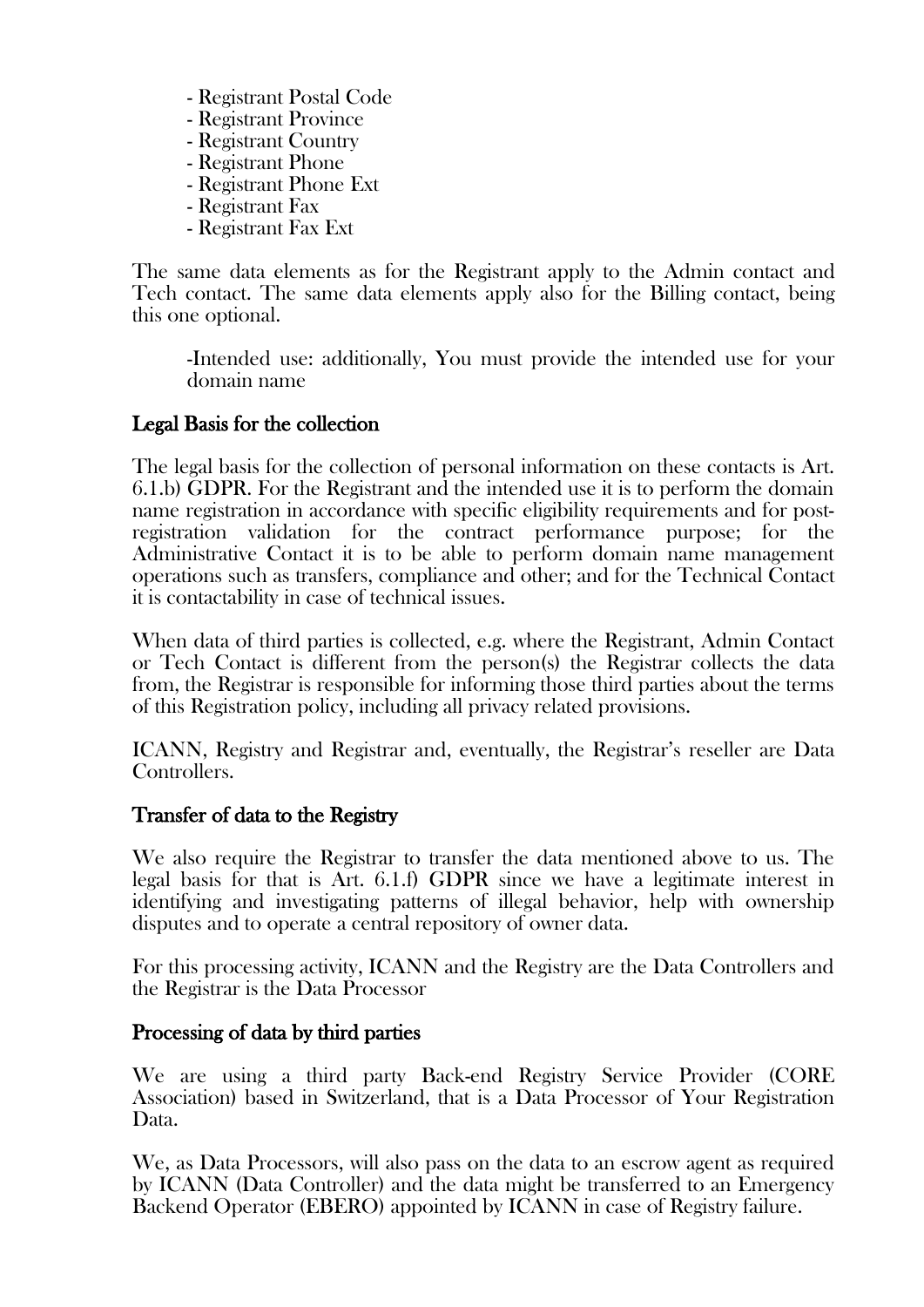- Registrant Postal Code
- Registrant Province
- Registrant Country
- Registrant Phone
- Registrant Phone Ext
- Registrant Fax
- Registrant Fax Ext

The same data elements as for the Registrant apply to the Admin contact and Tech contact. The same data elements apply also for the Billing contact, being this one optional.

-Intended use: additionally, You must provide the intended use for your domain name

## Legal Basis for the collection

The legal basis for the collection of personal information on these contacts is Art. 6.1.b) GDPR. For the Registrant and the intended use it is to perform the domain name registration in accordance with specific eligibility requirements and for post-registration validation for the contract performance purpose; for the Administrative Contact it is to be able to perform domain name management operations such as transfers, compliance and other; and for the Technical Contact it is contactability in case of technical issues.

When data of third parties is collected, e.g. where the Registrant, Admin Contact or Tech Contact is different from the person(s) the Registrar collects the data from, the Registrar is responsible for informing those third parties about the terms of this Registration policy, including all privacy related provisions.

ICANN, Registry and Registrar and, eventually, the Registrar's reseller are Data Controllers.

## Transfer of data to the Registry

We also require the Registrar to transfer the data mentioned above to us. The legal basis for that is Art. 6.1.f) GDPR since we have a legitimate interest in identifying and investigating patterns of illegal behavior, help with ownership disputes and to operate a central repository of owner data.

For this processing activity, ICANN and the Registry are the Data Controllers and the Registrar is the Data Processor

## Processing of data by third parties

We are using a third party Back-end Registry Service Provider (CORE Association) based in Switzerland, that is a Data Processor of Your Registration Data.

We, as Data Processors, will also pass on the data to an escrow agent as required by ICANN (Data Controller) and the data might be transferred to an Emergency Backend Operator (EBERO) appointed by ICANN in case of Registry failure.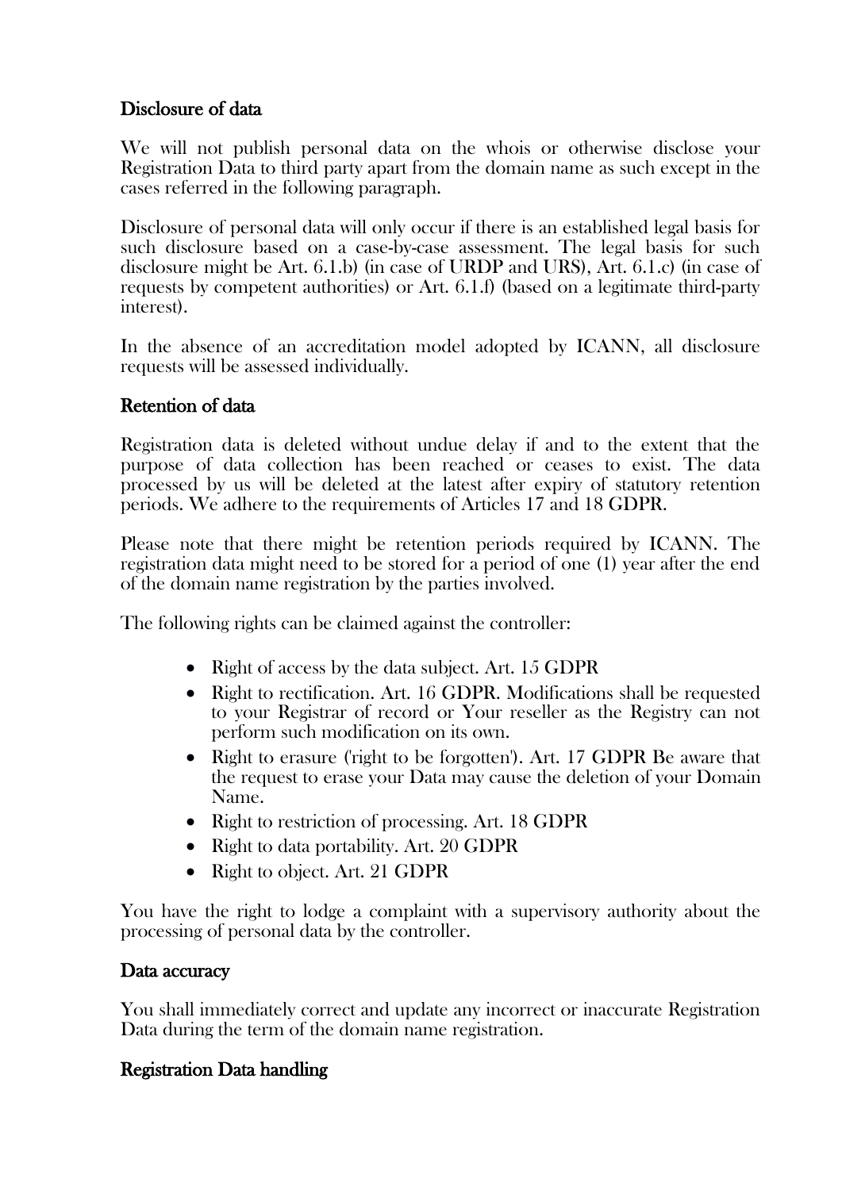## Disclosure of data

We will not publish personal data on the whois or otherwise disclose your Registration Data to third party apart from the domain name as such except in the cases referred in the following paragraph.

Disclosure of personal data will only occur if there is an established legal basis for such disclosure based on a case-by-case assessment. The legal basis for such disclosure might be Art. 6.1.b) (in case of URDP and URS), Art. 6.1.c) (in case of requests by competent authorities) or Art. 6.1.f) (based on a legitimate third-party interest).

In the absence of an accreditation model adopted by ICANN, all disclosure requests will be assessed individually.

## Retention of data

Registration data is deleted without undue delay if and to the extent that the purpose of data collection has been reached or ceases to exist. The data processed by us will be deleted at the latest after expiry of statutory retention periods. We adhere to the requirements of Articles 17 and 18 GDPR.

Please note that there might be retention periods required by ICANN. The registration data might need to be stored for a period of one (1) year after the end of the domain name registration by the parties involved.

The following rights can be claimed against the controller:

- Right of access by the data subject. Art. 15 GDPR
- Right to rectification. Art. 16 GDPR. Modifications shall be requested to your Registrar of record or Your reseller as the Registry can not perform such modification on its own.
- Right to erasure ('right to be forgotten'). Art. 17 GDPR Be aware that the request to erase your Data may cause the deletion of your Domain Name.
- Right to restriction of processing. Art. 18 GDPR
- Right to data portability. Art. 20 GDPR
- Right to object. Art. 21 GDPR

You have the right to lodge a complaint with a supervisory authority about the processing of personal data by the controller.

## Data accuracy

You shall immediately correct and update any incorrect or inaccurate Registration Data during the term of the domain name registration.

## Registration Data handling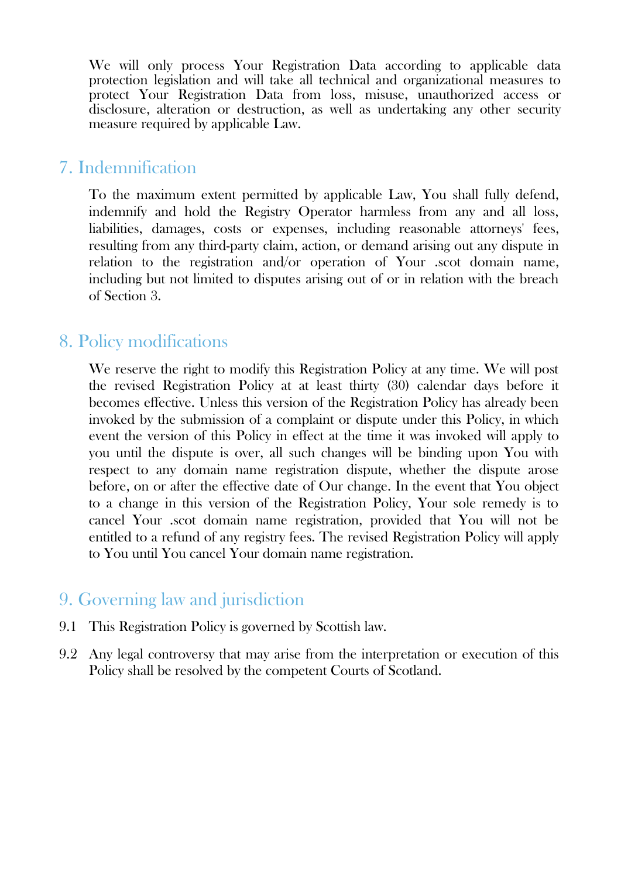We will only process Your Registration Data according to applicable data protection legislation and will take all technical and organizational measures to protect Your Registration Data from loss, misuse, unauthorized access or disclosure, alteration or destruction, as well as undertaking any other security measure required by applicable Law.

## 7. Indemnification

To the maximum extent permitted by applicable Law, You shall fully defend, indemnify and hold the Registry Operator harmless from any and all loss, liabilities, damages, costs or expenses, including reasonable attorneys' fees, resulting from any third-party claim, action, or demand arising out any dispute in relation to the registration and/or operation of Your .scot domain name, including but not limited to disputes arising out of or in relation with the breach of Section 3.

## 8. Policy modifications

We reserve the right to modify this Registration Policy at any time. We will post the revised Registration Policy at at least thirty (30) calendar days before it becomes effective. Unless this version of the Registration Policy has already been invoked by the submission of a complaint or dispute under this Policy, in which event the version of this Policy in effect at the time it was invoked will apply to you until the dispute is over, all such changes will be binding upon You with respect to any domain name registration dispute, whether the dispute arose before, on or after the effective date of Our change. In the event that You object to a change in this version of the Registration Policy, Your sole remedy is to cancel Your .scot domain name registration, provided that You will not be entitled to a refund of any registry fees. The revised Registration Policy will apply to You until You cancel Your domain name registration.

## 9. Governing law and jurisdiction

9.1 This Registration Policy is governed by Scottish law.

9.2 Any legal controversy that may arise from the interpretation or execution of this Policy shall be resolved by the competent Courts of Scotland.